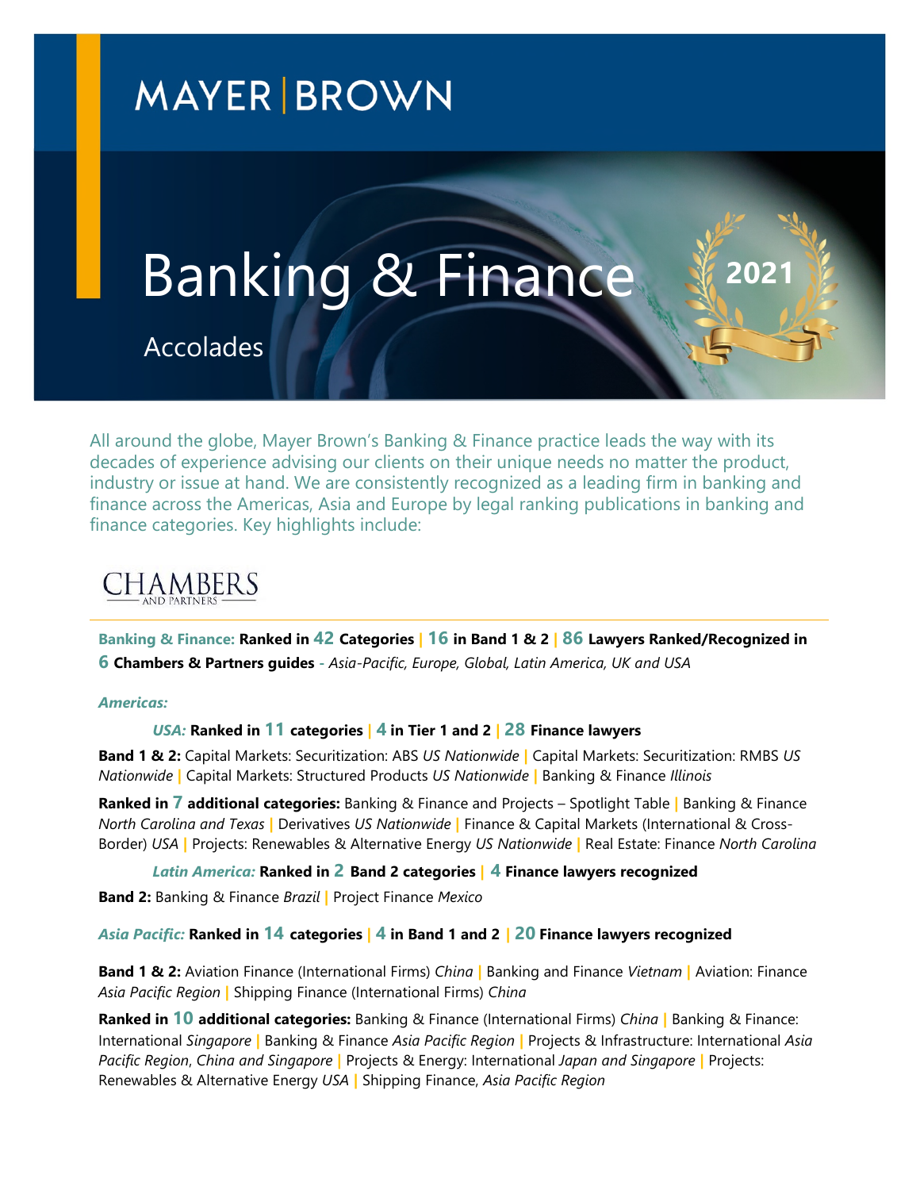# MAYER | BROWN

# Banking & Finance

## Accolades

2021

All around the globe, Mayer Brown's Banking & Finance practice leads the way with its decades of experience advising our clients on their unique needs no matter the product, industry or issue at hand. We are consistently recognized as a leading firm in banking and finance across the Americas, Asia and Europe by legal ranking publications in banking and finance categories. Key highlights include:

## CHAMBERS AND PARTNERS

**Banking & Finance: Ranked in 42 Categories | 16 in Band 1 & 2 | 86 Lawyers Ranked/Recognized in 6 Chambers & Partners guides** - *Asia-Pacific, Europe, Global, Latin America, UK and USA*

***Americas:***

***USA:*** **Ranked in 11 categories | 4 in Tier 1 and 2 | 28 Finance lawyers**

**Band 1 & 2:** Capital Markets: Securitization: ABS *US Nationwide* | Capital Markets: Securitization: RMBS *US Nationwide* | Capital Markets: Structured Products *US Nationwide* | Banking & Finance *Illinois*

**Ranked in 7 additional categories:** Banking & Finance and Projects – Spotlight Table | Banking & Finance *North Carolina and Texas* | Derivatives *US Nationwide* | Finance & Capital Markets (International & Cross-Border) *USA* | Projects: Renewables & Alternative Energy *US Nationwide* | Real Estate: Finance *North Carolina*

***Latin America:*** **Ranked in 2 Band 2 categories | 4 Finance lawyers recognized**

**Band 2:** Banking & Finance *Brazil* | Project Finance *Mexico*

***Asia Pacific:*** **Ranked in 14 categories | 4 in Band 1 and 2 | 20 Finance lawyers recognized**

**Band 1 & 2:** Aviation Finance (International Firms) *China* | Banking and Finance *Vietnam* | Aviation: Finance *Asia Pacific Region* | Shipping Finance (International Firms) *China*

**Ranked in 10 additional categories:** Banking & Finance (International Firms) *China* | Banking & Finance: International *Singapore* | Banking & Finance *Asia Pacific Region* | Projects & Infrastructure: International *Asia Pacific Region, China and Singapore* | Projects & Energy: International *Japan and Singapore* | Projects: Renewables & Alternative Energy *USA* | Shipping Finance, *Asia Pacific Region*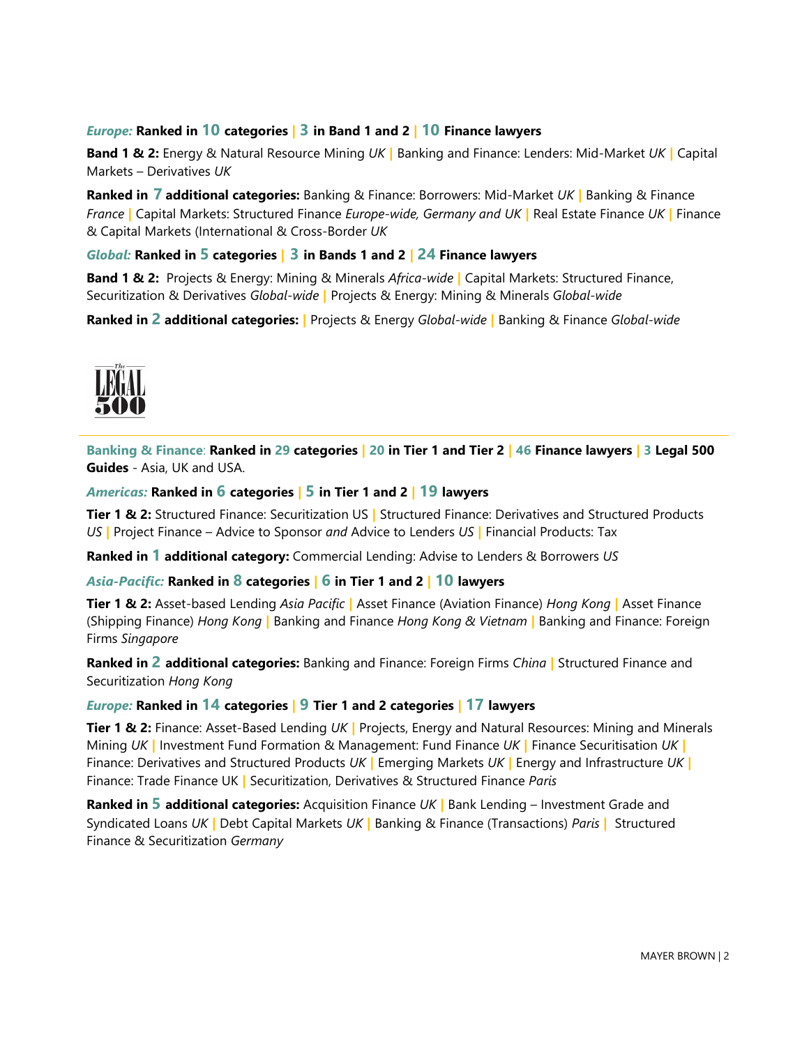***Europe:*** **Ranked in 10 categories | 3 in Band 1 and 2 | 10 Finance lawyers**

**Band 1 & 2:** Energy & Natural Resource Mining *UK* | Banking and Finance: Lenders: Mid-Market *UK* | Capital Markets – Derivatives *UK*

**Ranked in 7 additional categories:** Banking & Finance: Borrowers: Mid-Market *UK* | Banking & Finance *France* | Capital Markets: Structured Finance *Europe-wide, Germany and UK* | Real Estate Finance *UK* | Finance & Capital Markets (International & Cross-Border *UK*

***Global:*** **Ranked in 5 categories | 3 in Bands 1 and 2 | 24 Finance lawyers**

**Band 1 & 2:** Projects & Energy: Mining & Minerals *Africa-wide* | Capital Markets: Structured Finance, Securitization & Derivatives *Global-wide* | Projects & Energy: Mining & Minerals *Global-wide*

**Ranked in 2 additional categories:** | Projects & Energy *Global-wide* | Banking & Finance *Global-wide*

The LEGAL 500

**Banking & Finance: Ranked in 29 categories | 20 in Tier 1 and Tier 2 | 46 Finance lawyers | 3 Legal 500 Guides** - Asia, UK and USA.

***Americas:*** **Ranked in 6 categories | 5 in Tier 1 and 2 | 19 lawyers**

**Tier 1 & 2:** Structured Finance: Securitization US | Structured Finance: Derivatives and Structured Products *US* | Project Finance – Advice to Sponsor *and* Advice to Lenders *US* | Financial Products: Tax

**Ranked in 1 additional category:** Commercial Lending: Advise to Lenders & Borrowers *US*

***Asia-Pacific:*** **Ranked in 8 categories | 6 in Tier 1 and 2 | 10 lawyers**

**Tier 1 & 2:** Asset-based Lending *Asia Pacific* | Asset Finance (Aviation Finance) *Hong Kong* | Asset Finance (Shipping Finance) *Hong Kong* | Banking and Finance *Hong Kong & Vietnam* | Banking and Finance: Foreign Firms *Singapore*

**Ranked in 2 additional categories:** Banking and Finance: Foreign Firms *China* | Structured Finance and Securitization *Hong Kong*

***Europe:*** **Ranked in 14 categories | 9 Tier 1 and 2 categories | 17 lawyers**

**Tier 1 & 2:** Finance: Asset-Based Lending *UK* | Projects, Energy and Natural Resources: Mining and Minerals Mining *UK* | Investment Fund Formation & Management: Fund Finance *UK* | Finance Securitisation *UK* | Finance: Derivatives and Structured Products *UK* | Emerging Markets *UK* | Energy and Infrastructure *UK* | Finance: Trade Finance UK | Securitization, Derivatives & Structured Finance *Paris*

**Ranked in 5 additional categories:** Acquisition Finance *UK* | Bank Lending – Investment Grade and Syndicated Loans *UK* | Debt Capital Markets *UK* | Banking & Finance (Transactions) *Paris* | Structured Finance & Securitization *Germany*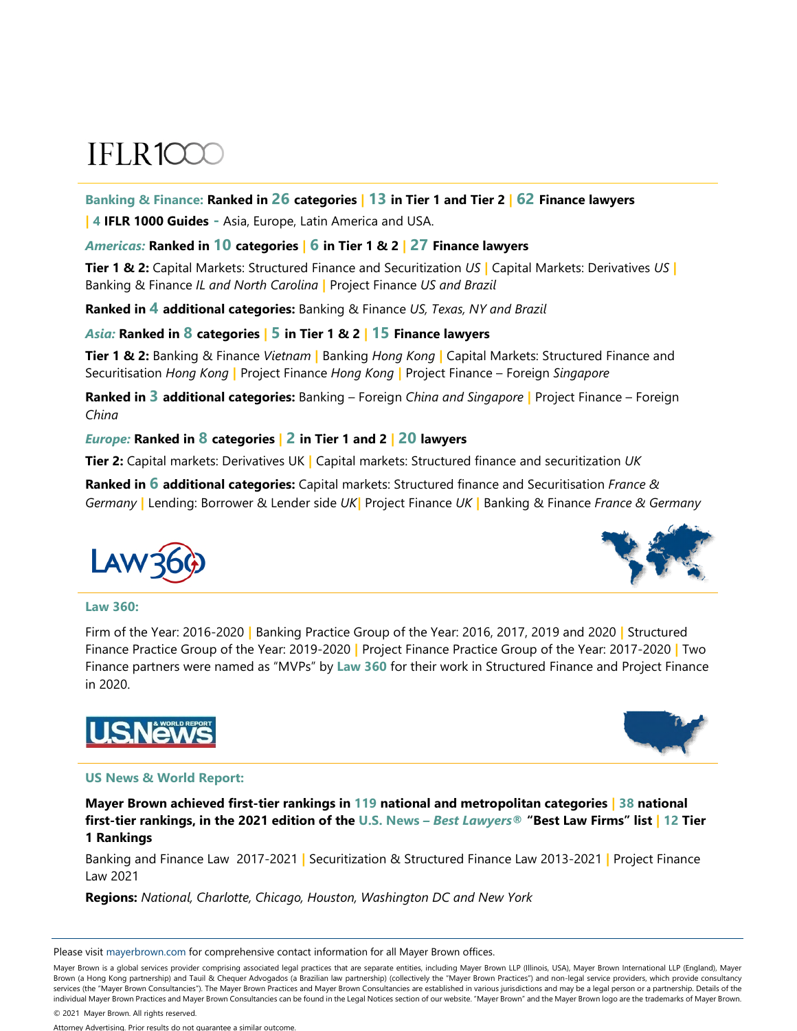# IFLR1000

**Banking & Finance: Ranked in 26 categories | 13 in Tier 1 and Tier 2 | 62 Finance lawyers | 4 IFLR 1000 Guides** - Asia, Europe, Latin America and USA.

***Americas:*** **Ranked in 10 categories | 6 in Tier 1 & 2 | 27 Finance lawyers**

**Tier 1 & 2:** Capital Markets: Structured Finance and Securitization *US* | Capital Markets: Derivatives *US* | Banking & Finance *IL and North Carolina* | Project Finance *US and Brazil*

**Ranked in 4 additional categories:** Banking & Finance *US, Texas, NY and Brazil*

***Asia:*** **Ranked in 8 categories | 5 in Tier 1 & 2 | 15 Finance lawyers**

**Tier 1 & 2:** Banking & Finance *Vietnam* | Banking *Hong Kong* | Capital Markets: Structured Finance and Securitisation *Hong Kong* | Project Finance *Hong Kong* | Project Finance – Foreign *Singapore*

**Ranked in 3 additional categories:** Banking – Foreign *China and Singapore* | Project Finance – Foreign *China*

***Europe:*** **Ranked in 8 categories | 2 in Tier 1 and 2 | 20 lawyers**

**Tier 2:** Capital markets: Derivatives UK | Capital markets: Structured finance and securitization *UK*

**Ranked in 6 additional categories:** Capital markets: Structured finance and Securitisation *France & Germany* | Lending: Borrower & Lender side *UK*| Project Finance *UK* | Banking & Finance *France & Germany*

# LAW360

**Law 360:**

Firm of the Year: 2016-2020 | Banking Practice Group of the Year: 2016, 2017, 2019 and 2020 | Structured Finance Practice Group of the Year: 2019-2020 | Project Finance Practice Group of the Year: 2017-2020 | Two Finance partners were named as "MVPs" by **Law 360** for their work in Structured Finance and Project Finance in 2020.

# U.S.News & WORLD REPORT

**US News & World Report:**

**Mayer Brown achieved first-tier rankings in 119 national and metropolitan categories | 38 national first-tier rankings, in the 2021 edition of the U.S. News – *Best Lawyers®* "Best Law Firms" list | 12 Tier 1 Rankings**

Banking and Finance Law 2017-2021 | Securitization & Structured Finance Law 2013-2021 | Project Finance Law 2021

**Regions:** *National, Charlotte, Chicago, Houston, Washington DC and New York*

---

Please visit mayerbrown.com for comprehensive contact information for all Mayer Brown offices.

Mayer Brown is a global services provider comprising associated legal practices that are separate entities, including Mayer Brown LLP (Illinois, USA), Mayer Brown International LLP (England), Mayer Brown (a Hong Kong partnership) and Tauil & Chequer Advogados (a Brazilian law partnership) (collectively the "Mayer Brown Practices") and non-legal service providers, which provide consultancy services (the "Mayer Brown Consultancies"). The Mayer Brown Practices and Mayer Brown Consultancies are established in various jurisdictions and may be a legal person or a partnership. Details of the individual Mayer Brown Practices and Mayer Brown Consultancies can be found in the Legal Notices section of our website. "Mayer Brown" and the Mayer Brown logo are the trademarks of Mayer Brown.

© 2021 Mayer Brown. All rights reserved.

Attorney Advertising. Prior results do not guarantee a similar outcome.